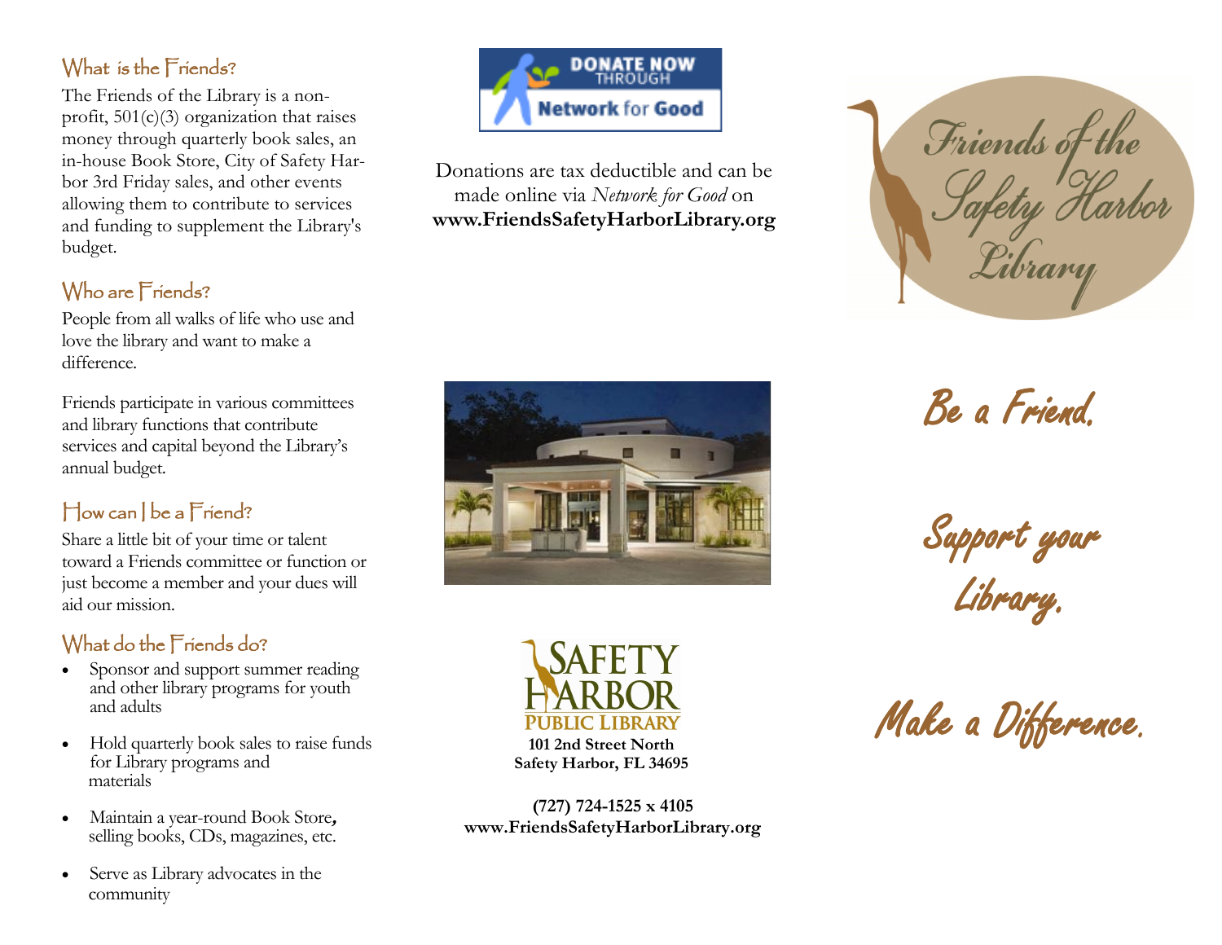## What is the Friends?

The Friends of the Library is a non-profit, 501(c)(3) organization that raises money through quarterly book sales, an in-house Book Store, City of Safety Harbor 3rd Friday sales, and other events allowing them to contribute to services and funding to supplement the Library's budget.

## Who are Friends?

People from all walks of life who use and love the library and want to make a difference.

Friends participate in various committees and library functions that contribute services and capital beyond the Library's annual budget.

## How can I be a Friend?

Share a little bit of your time or talent toward a Friends committee or function or just become a member and your dues will aid our mission.

## What do the Friends do?

- Sponsor and support summer reading and other library programs for youth and adults
- Hold quarterly book sales to raise funds for Library programs and materials
- Maintain a year-round Book Store, selling books, CDs, magazines, etc.
- Serve as Library advocates in the community

DONATE NOW THROUGH Network for Good

Donations are tax deductible and can be made online via *Network for Good* on **www.FriendsSafetyHarborLibrary.org**

SAFETY HARBOR PUBLIC LIBRARY

**101 2nd Street North**
**Safety Harbor, FL 34695**

**(727) 724-1525 x 4105**
**www.FriendsSafetyHarborLibrary.org**

# Friends of the Safety Harbor Library

*Be a Friend.*

*Support your Library.*

*Make a Difference.*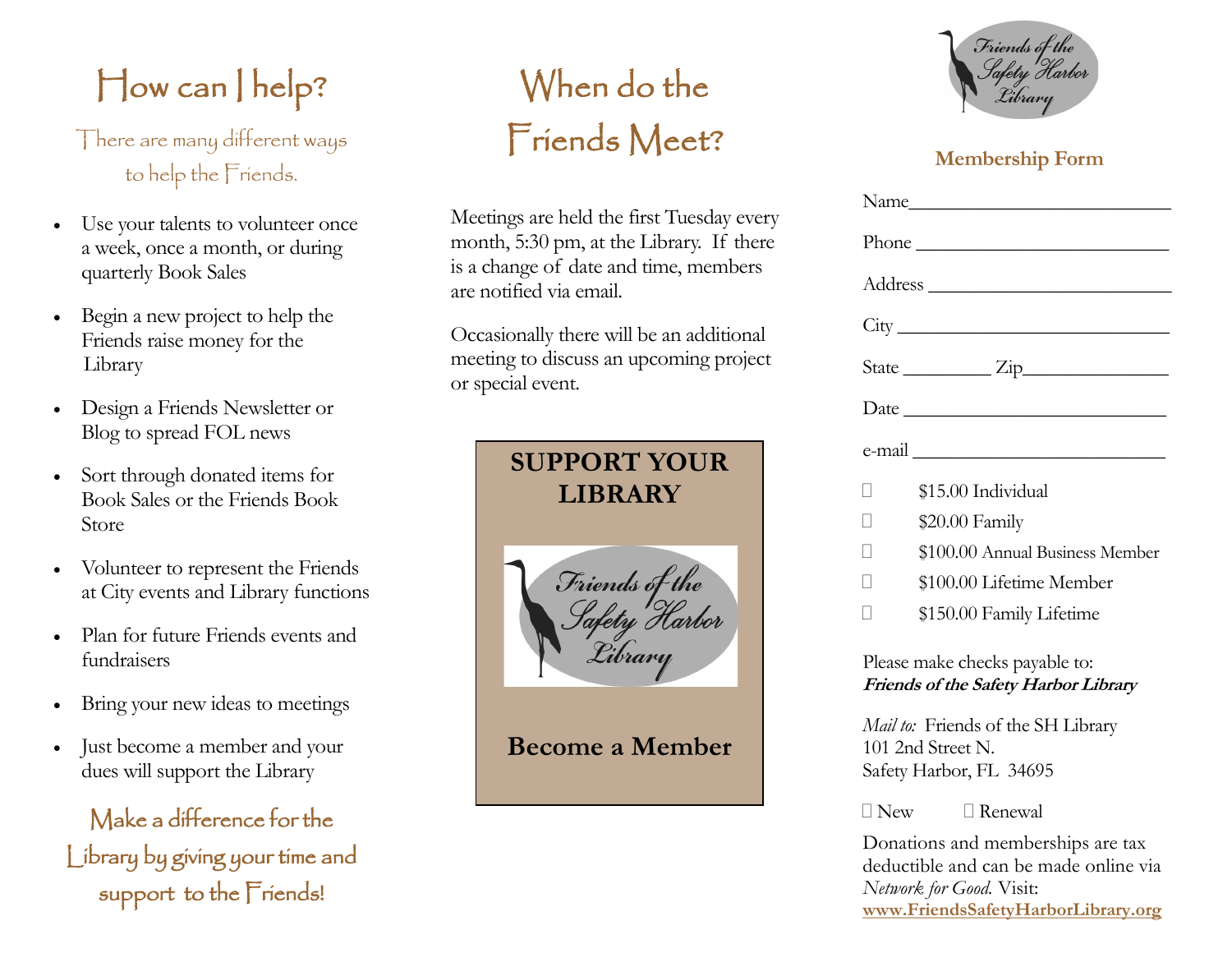# How can I help?

There are many different ways to help the Friends.

- Use your talents to volunteer once a week, once a month, or during quarterly Book Sales
- Begin a new project to help the Friends raise money for the Library
- Design a Friends Newsletter or Blog to spread FOL news
- Sort through donated items for Book Sales or the Friends Book Store
- Volunteer to represent the Friends at City events and Library functions
- Plan for future Friends events and fundraisers
- Bring your new ideas to meetings
- Just become a member and your dues will support the Library

Make a difference for the Library by giving your time and support to the Friends!

# When do the Friends Meet?

Meetings are held the first Tuesday every month, 5:30 pm, at the Library. If there is a change of date and time, members are notified via email.

Occasionally there will be an additional meeting to discuss an upcoming project or special event.

**SUPPORT YOUR LIBRARY**

Friends of the Safety Harbor Library

**Become a Member**

Friends of the Safety Harbor Library

## Membership Form

Name\_\_\_\_\_\_\_\_\_\_\_\_\_\_\_\_\_\_\_\_\_\_\_\_\_\_

Phone \_\_\_\_\_\_\_\_\_\_\_\_\_\_\_\_\_\_\_\_\_\_\_\_\_\_

Address \_\_\_\_\_\_\_\_\_\_\_\_\_\_\_\_\_\_\_\_\_\_\_\_\_\_

City \_\_\_\_\_\_\_\_\_\_\_\_\_\_\_\_\_\_\_\_\_\_\_\_\_\_

State \_\_\_\_\_\_\_\_\_ Zip\_\_\_\_\_\_\_\_\_\_\_\_\_\_\_

Date \_\_\_\_\_\_\_\_\_\_\_\_\_\_\_\_\_\_\_\_\_\_\_\_\_\_

e-mail \_\_\_\_\_\_\_\_\_\_\_\_\_\_\_\_\_\_\_\_\_\_\_\_\_\_

- ☐ $15.00 Individual
- ☐ $20.00 Family
- ☐ $100.00 Annual Business Member
- ☐ $100.00 Lifetime Member
- ☐ $150.00 Family Lifetime

Please make checks payable to:
***Friends of the Safety Harbor Library***

*Mail to:* Friends of the SH Library
101 2nd Street N.
Safety Harbor, FL 34695

☐ New ☐ Renewal

Donations and memberships are tax deductible and can be made online via *Network for Good.* Visit:
**www.FriendsSafetyHarborLibrary.org**